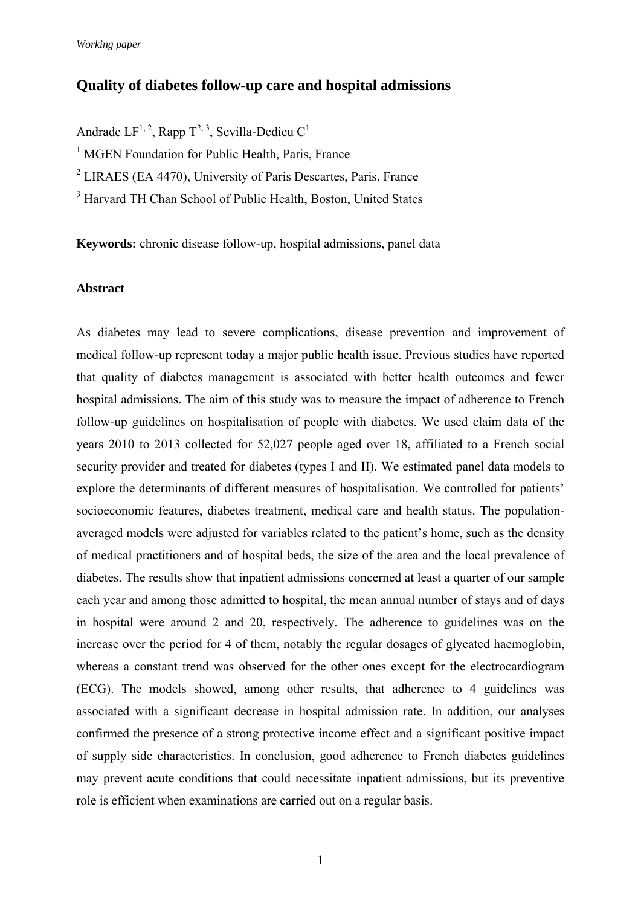*Working paper*

# Quality of diabetes follow-up care and hospital admissions

Andrade LF[1, 2], Rapp T[2, 3], Sevilla-Dedieu C[1]

[1] MGEN Foundation for Public Health, Paris, France

[2] LIRAES (EA 4470), University of Paris Descartes, Paris, France

[3] Harvard TH Chan School of Public Health, Boston, United States

**Keywords:** chronic disease follow-up, hospital admissions, panel data

## Abstract

As diabetes may lead to severe complications, disease prevention and improvement of medical follow-up represent today a major public health issue. Previous studies have reported that quality of diabetes management is associated with better health outcomes and fewer hospital admissions. The aim of this study was to measure the impact of adherence to French follow-up guidelines on hospitalisation of people with diabetes. We used claim data of the years 2010 to 2013 collected for 52,027 people aged over 18, affiliated to a French social security provider and treated for diabetes (types I and II). We estimated panel data models to explore the determinants of different measures of hospitalisation. We controlled for patients' socioeconomic features, diabetes treatment, medical care and health status. The population-averaged models were adjusted for variables related to the patient's home, such as the density of medical practitioners and of hospital beds, the size of the area and the local prevalence of diabetes. The results show that inpatient admissions concerned at least a quarter of our sample each year and among those admitted to hospital, the mean annual number of stays and of days in hospital were around 2 and 20, respectively. The adherence to guidelines was on the increase over the period for 4 of them, notably the regular dosages of glycated haemoglobin, whereas a constant trend was observed for the other ones except for the electrocardiogram (ECG). The models showed, among other results, that adherence to 4 guidelines was associated with a significant decrease in hospital admission rate. In addition, our analyses confirmed the presence of a strong protective income effect and a significant positive impact of supply side characteristics. In conclusion, good adherence to French diabetes guidelines may prevent acute conditions that could necessitate inpatient admissions, but its preventive role is efficient when examinations are carried out on a regular basis.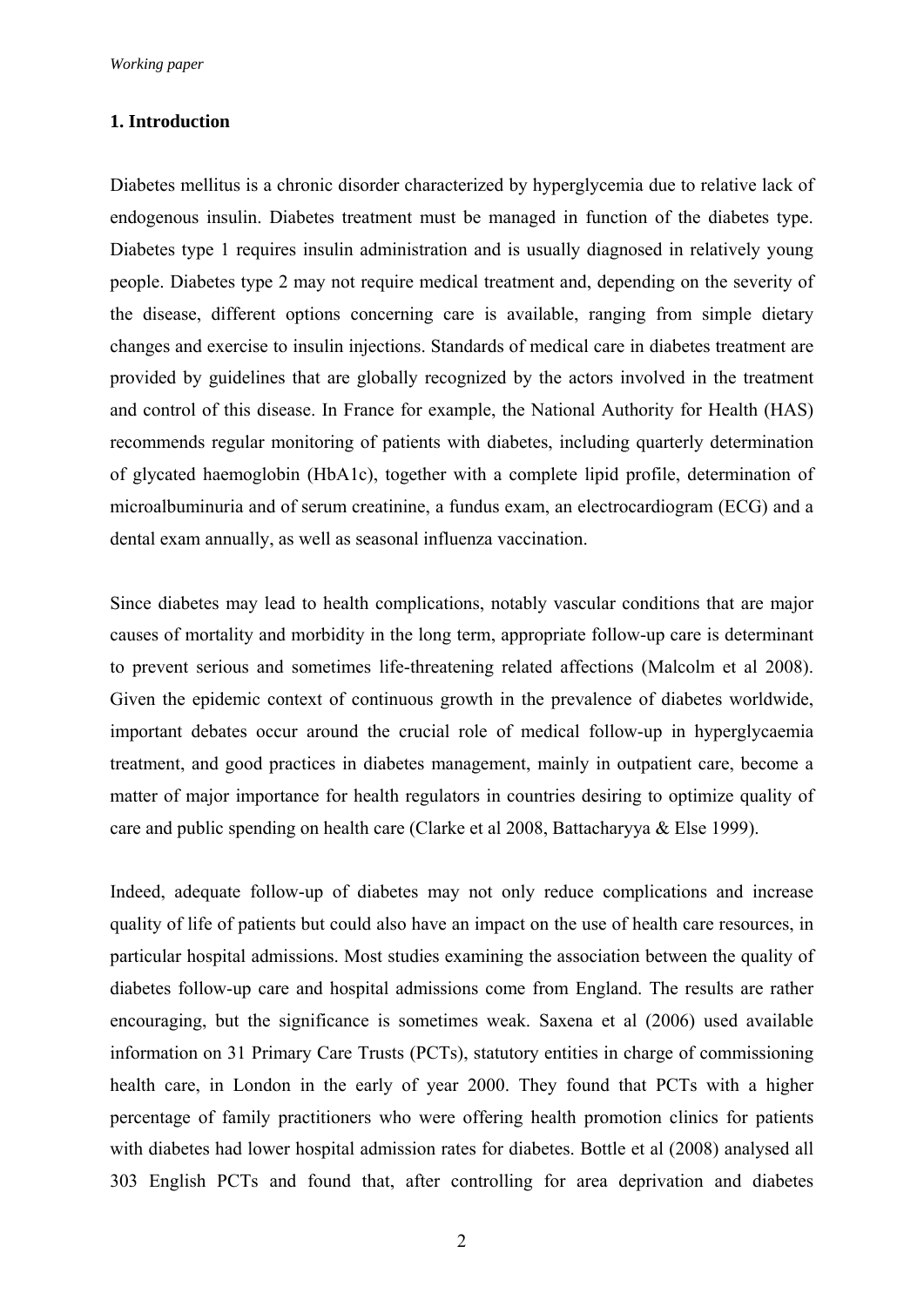## 1. Introduction

Diabetes mellitus is a chronic disorder characterized by hyperglycemia due to relative lack of endogenous insulin. Diabetes treatment must be managed in function of the diabetes type. Diabetes type 1 requires insulin administration and is usually diagnosed in relatively young people. Diabetes type 2 may not require medical treatment and, depending on the severity of the disease, different options concerning care is available, ranging from simple dietary changes and exercise to insulin injections. Standards of medical care in diabetes treatment are provided by guidelines that are globally recognized by the actors involved in the treatment and control of this disease. In France for example, the National Authority for Health (HAS) recommends regular monitoring of patients with diabetes, including quarterly determination of glycated haemoglobin (HbA1c), together with a complete lipid profile, determination of microalbuminuria and of serum creatinine, a fundus exam, an electrocardiogram (ECG) and a dental exam annually, as well as seasonal influenza vaccination.

Since diabetes may lead to health complications, notably vascular conditions that are major causes of mortality and morbidity in the long term, appropriate follow-up care is determinant to prevent serious and sometimes life-threatening related affections (Malcolm et al 2008). Given the epidemic context of continuous growth in the prevalence of diabetes worldwide, important debates occur around the crucial role of medical follow-up in hyperglycaemia treatment, and good practices in diabetes management, mainly in outpatient care, become a matter of major importance for health regulators in countries desiring to optimize quality of care and public spending on health care (Clarke et al 2008, Battacharyya & Else 1999).

Indeed, adequate follow-up of diabetes may not only reduce complications and increase quality of life of patients but could also have an impact on the use of health care resources, in particular hospital admissions. Most studies examining the association between the quality of diabetes follow-up care and hospital admissions come from England. The results are rather encouraging, but the significance is sometimes weak. Saxena et al (2006) used available information on 31 Primary Care Trusts (PCTs), statutory entities in charge of commissioning health care, in London in the early of year 2000. They found that PCTs with a higher percentage of family practitioners who were offering health promotion clinics for patients with diabetes had lower hospital admission rates for diabetes. Bottle et al (2008) analysed all 303 English PCTs and found that, after controlling for area deprivation and diabetes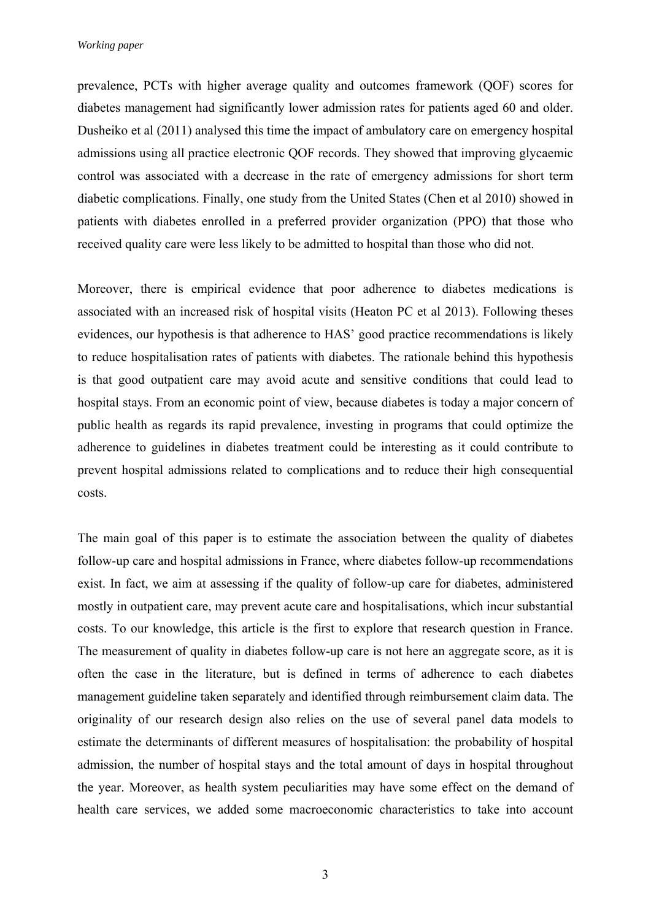prevalence, PCTs with higher average quality and outcomes framework (QOF) scores for diabetes management had significantly lower admission rates for patients aged 60 and older. Dusheiko et al (2011) analysed this time the impact of ambulatory care on emergency hospital admissions using all practice electronic QOF records. They showed that improving glycaemic control was associated with a decrease in the rate of emergency admissions for short term diabetic complications. Finally, one study from the United States (Chen et al 2010) showed in patients with diabetes enrolled in a preferred provider organization (PPO) that those who received quality care were less likely to be admitted to hospital than those who did not.

Moreover, there is empirical evidence that poor adherence to diabetes medications is associated with an increased risk of hospital visits (Heaton PC et al 2013). Following theses evidences, our hypothesis is that adherence to HAS' good practice recommendations is likely to reduce hospitalisation rates of patients with diabetes. The rationale behind this hypothesis is that good outpatient care may avoid acute and sensitive conditions that could lead to hospital stays. From an economic point of view, because diabetes is today a major concern of public health as regards its rapid prevalence, investing in programs that could optimize the adherence to guidelines in diabetes treatment could be interesting as it could contribute to prevent hospital admissions related to complications and to reduce their high consequential costs.

The main goal of this paper is to estimate the association between the quality of diabetes follow-up care and hospital admissions in France, where diabetes follow-up recommendations exist. In fact, we aim at assessing if the quality of follow-up care for diabetes, administered mostly in outpatient care, may prevent acute care and hospitalisations, which incur substantial costs. To our knowledge, this article is the first to explore that research question in France. The measurement of quality in diabetes follow-up care is not here an aggregate score, as it is often the case in the literature, but is defined in terms of adherence to each diabetes management guideline taken separately and identified through reimbursement claim data. The originality of our research design also relies on the use of several panel data models to estimate the determinants of different measures of hospitalisation: the probability of hospital admission, the number of hospital stays and the total amount of days in hospital throughout the year. Moreover, as health system peculiarities may have some effect on the demand of health care services, we added some macroeconomic characteristics to take into account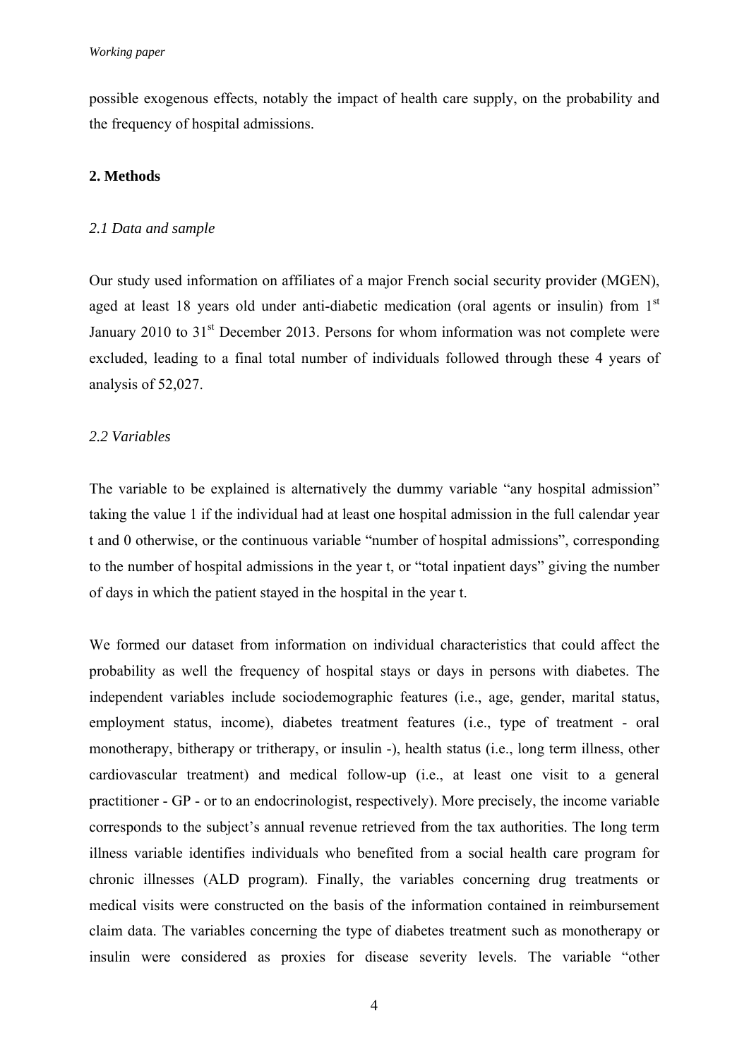possible exogenous effects, notably the impact of health care supply, on the probability and the frequency of hospital admissions.

## 2. Methods

### *2.1 Data and sample*

Our study used information on affiliates of a major French social security provider (MGEN), aged at least 18 years old under anti-diabetic medication (oral agents or insulin) from 1st January 2010 to 31st December 2013. Persons for whom information was not complete were excluded, leading to a final total number of individuals followed through these 4 years of analysis of 52,027.

### *2.2 Variables*

The variable to be explained is alternatively the dummy variable "any hospital admission" taking the value 1 if the individual had at least one hospital admission in the full calendar year t and 0 otherwise, or the continuous variable "number of hospital admissions", corresponding to the number of hospital admissions in the year t, or "total inpatient days" giving the number of days in which the patient stayed in the hospital in the year t.

We formed our dataset from information on individual characteristics that could affect the probability as well the frequency of hospital stays or days in persons with diabetes. The independent variables include sociodemographic features (i.e., age, gender, marital status, employment status, income), diabetes treatment features (i.e., type of treatment - oral monotherapy, bitherapy or tritherapy, or insulin -), health status (i.e., long term illness, other cardiovascular treatment) and medical follow-up (i.e., at least one visit to a general practitioner - GP - or to an endocrinologist, respectively). More precisely, the income variable corresponds to the subject's annual revenue retrieved from the tax authorities. The long term illness variable identifies individuals who benefited from a social health care program for chronic illnesses (ALD program). Finally, the variables concerning drug treatments or medical visits were constructed on the basis of the information contained in reimbursement claim data. The variables concerning the type of diabetes treatment such as monotherapy or insulin were considered as proxies for disease severity levels. The variable "other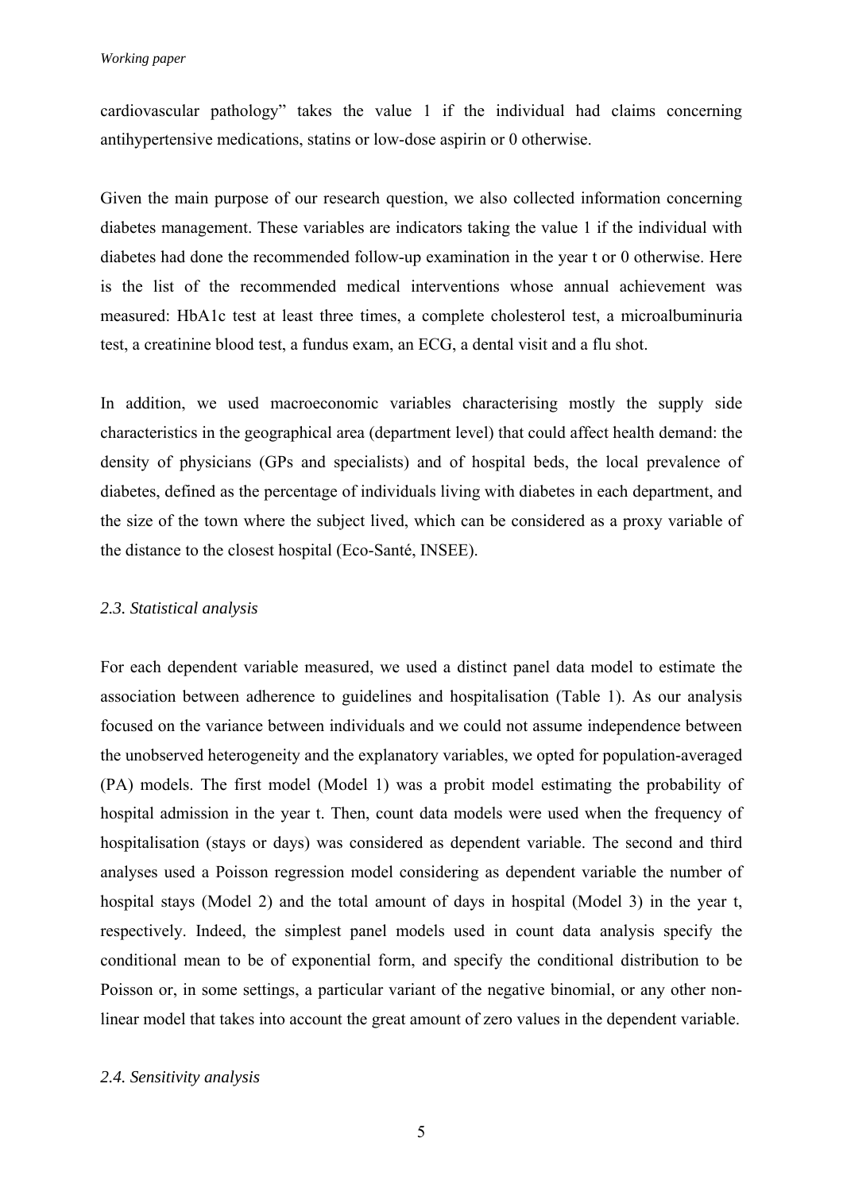cardiovascular pathology" takes the value 1 if the individual had claims concerning antihypertensive medications, statins or low-dose aspirin or 0 otherwise.

Given the main purpose of our research question, we also collected information concerning diabetes management. These variables are indicators taking the value 1 if the individual with diabetes had done the recommended follow-up examination in the year t or 0 otherwise. Here is the list of the recommended medical interventions whose annual achievement was measured: HbA1c test at least three times, a complete cholesterol test, a microalbuminuria test, a creatinine blood test, a fundus exam, an ECG, a dental visit and a flu shot.

In addition, we used macroeconomic variables characterising mostly the supply side characteristics in the geographical area (department level) that could affect health demand: the density of physicians (GPs and specialists) and of hospital beds, the local prevalence of diabetes, defined as the percentage of individuals living with diabetes in each department, and the size of the town where the subject lived, which can be considered as a proxy variable of the distance to the closest hospital (Eco-Santé, INSEE).

### *2.3. Statistical analysis*

For each dependent variable measured, we used a distinct panel data model to estimate the association between adherence to guidelines and hospitalisation (Table 1). As our analysis focused on the variance between individuals and we could not assume independence between the unobserved heterogeneity and the explanatory variables, we opted for population-averaged (PA) models. The first model (Model 1) was a probit model estimating the probability of hospital admission in the year t. Then, count data models were used when the frequency of hospitalisation (stays or days) was considered as dependent variable. The second and third analyses used a Poisson regression model considering as dependent variable the number of hospital stays (Model 2) and the total amount of days in hospital (Model 3) in the year t, respectively. Indeed, the simplest panel models used in count data analysis specify the conditional mean to be of exponential form, and specify the conditional distribution to be Poisson or, in some settings, a particular variant of the negative binomial, or any other non-linear model that takes into account the great amount of zero values in the dependent variable.

### *2.4. Sensitivity analysis*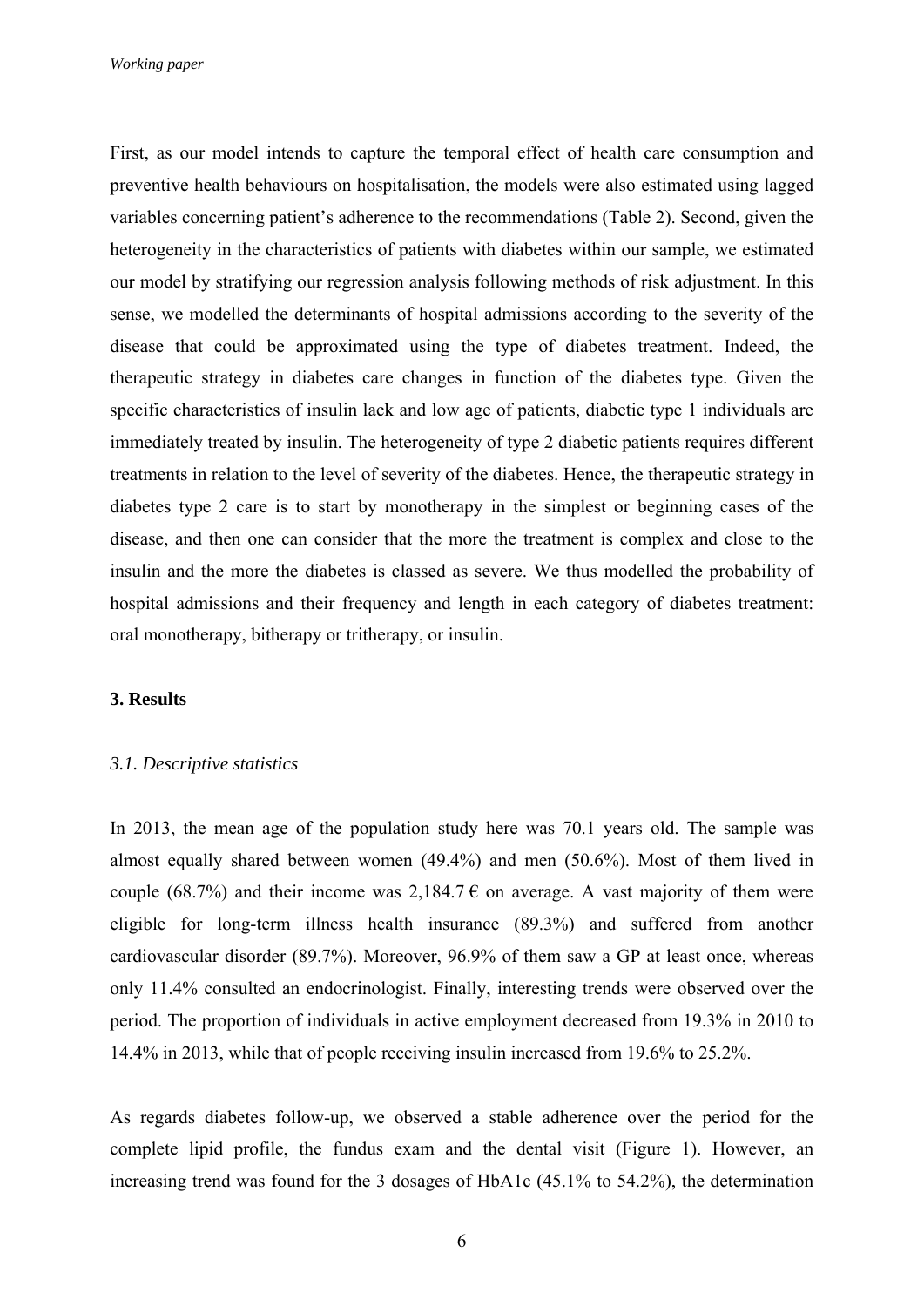First, as our model intends to capture the temporal effect of health care consumption and preventive health behaviours on hospitalisation, the models were also estimated using lagged variables concerning patient's adherence to the recommendations (Table 2). Second, given the heterogeneity in the characteristics of patients with diabetes within our sample, we estimated our model by stratifying our regression analysis following methods of risk adjustment. In this sense, we modelled the determinants of hospital admissions according to the severity of the disease that could be approximated using the type of diabetes treatment. Indeed, the therapeutic strategy in diabetes care changes in function of the diabetes type. Given the specific characteristics of insulin lack and low age of patients, diabetic type 1 individuals are immediately treated by insulin. The heterogeneity of type 2 diabetic patients requires different treatments in relation to the level of severity of the diabetes. Hence, the therapeutic strategy in diabetes type 2 care is to start by monotherapy in the simplest or beginning cases of the disease, and then one can consider that the more the treatment is complex and close to the insulin and the more the diabetes is classed as severe. We thus modelled the probability of hospital admissions and their frequency and length in each category of diabetes treatment: oral monotherapy, bitherapy or tritherapy, or insulin.

## 3. Results

### *3.1. Descriptive statistics*

In 2013, the mean age of the population study here was 70.1 years old. The sample was almost equally shared between women (49.4%) and men (50.6%). Most of them lived in couple (68.7%) and their income was 2,184.7 € on average. A vast majority of them were eligible for long-term illness health insurance (89.3%) and suffered from another cardiovascular disorder (89.7%). Moreover, 96.9% of them saw a GP at least once, whereas only 11.4% consulted an endocrinologist. Finally, interesting trends were observed over the period. The proportion of individuals in active employment decreased from 19.3% in 2010 to 14.4% in 2013, while that of people receiving insulin increased from 19.6% to 25.2%.

As regards diabetes follow-up, we observed a stable adherence over the period for the complete lipid profile, the fundus exam and the dental visit (Figure 1). However, an increasing trend was found for the 3 dosages of HbA1c (45.1% to 54.2%), the determination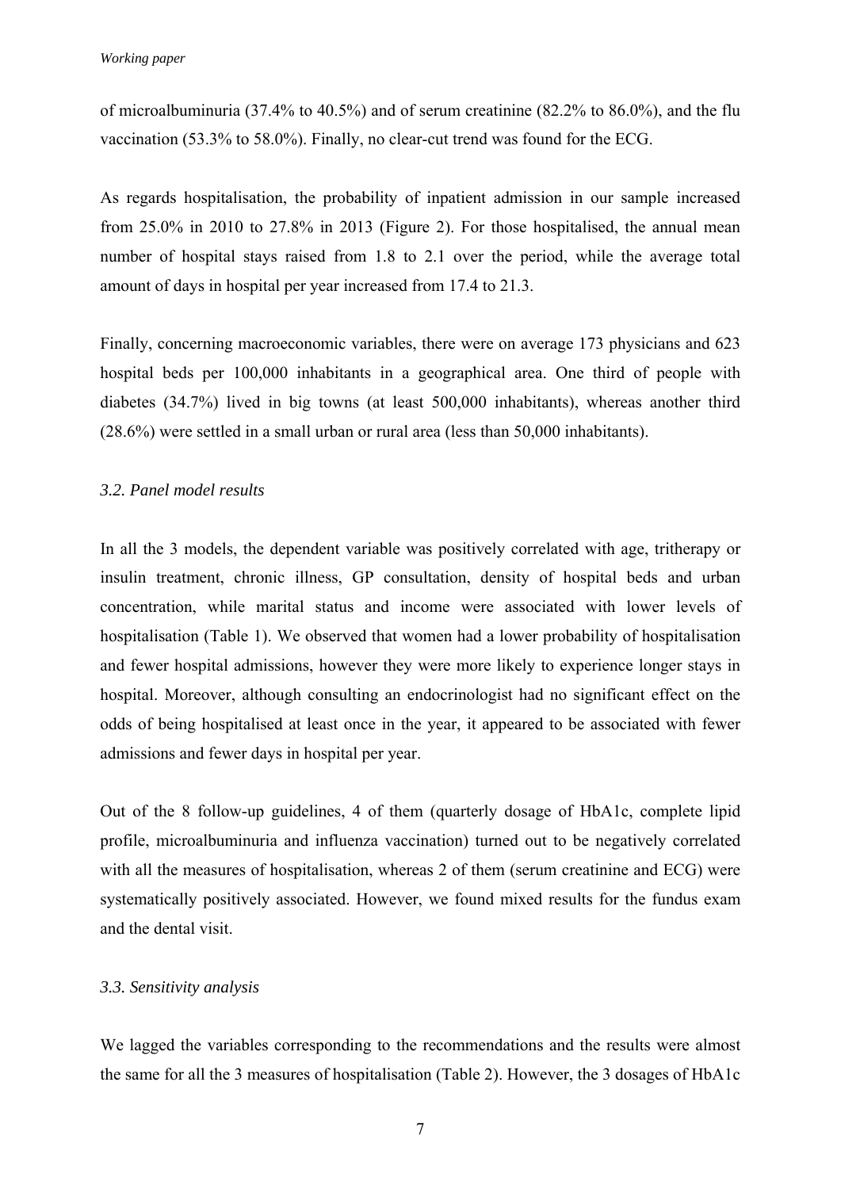of microalbuminuria (37.4% to 40.5%) and of serum creatinine (82.2% to 86.0%), and the flu vaccination (53.3% to 58.0%). Finally, no clear-cut trend was found for the ECG.

As regards hospitalisation, the probability of inpatient admission in our sample increased from 25.0% in 2010 to 27.8% in 2013 (Figure 2). For those hospitalised, the annual mean number of hospital stays raised from 1.8 to 2.1 over the period, while the average total amount of days in hospital per year increased from 17.4 to 21.3.

Finally, concerning macroeconomic variables, there were on average 173 physicians and 623 hospital beds per 100,000 inhabitants in a geographical area. One third of people with diabetes (34.7%) lived in big towns (at least 500,000 inhabitants), whereas another third (28.6%) were settled in a small urban or rural area (less than 50,000 inhabitants).

### *3.2. Panel model results*

In all the 3 models, the dependent variable was positively correlated with age, tritherapy or insulin treatment, chronic illness, GP consultation, density of hospital beds and urban concentration, while marital status and income were associated with lower levels of hospitalisation (Table 1). We observed that women had a lower probability of hospitalisation and fewer hospital admissions, however they were more likely to experience longer stays in hospital. Moreover, although consulting an endocrinologist had no significant effect on the odds of being hospitalised at least once in the year, it appeared to be associated with fewer admissions and fewer days in hospital per year.

Out of the 8 follow-up guidelines, 4 of them (quarterly dosage of HbA1c, complete lipid profile, microalbuminuria and influenza vaccination) turned out to be negatively correlated with all the measures of hospitalisation, whereas 2 of them (serum creatinine and ECG) were systematically positively associated. However, we found mixed results for the fundus exam and the dental visit.

### *3.3. Sensitivity analysis*

We lagged the variables corresponding to the recommendations and the results were almost the same for all the 3 measures of hospitalisation (Table 2). However, the 3 dosages of HbA1c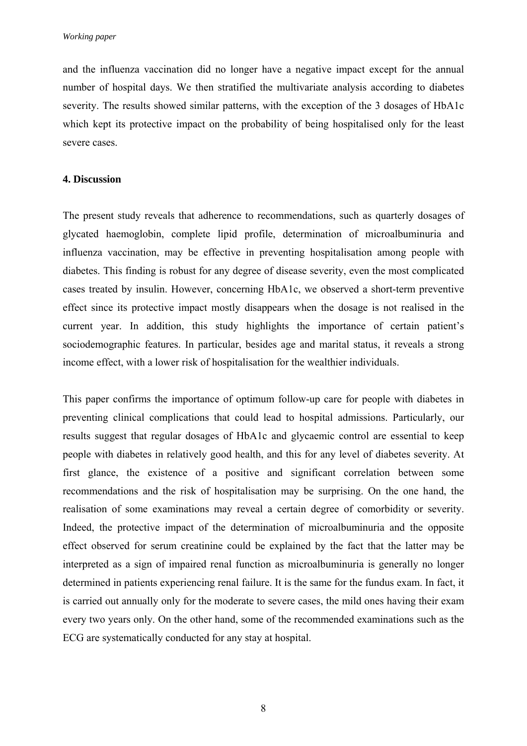and the influenza vaccination did no longer have a negative impact except for the annual number of hospital days. We then stratified the multivariate analysis according to diabetes severity. The results showed similar patterns, with the exception of the 3 dosages of HbA1c which kept its protective impact on the probability of being hospitalised only for the least severe cases.

## 4. Discussion

The present study reveals that adherence to recommendations, such as quarterly dosages of glycated haemoglobin, complete lipid profile, determination of microalbuminuria and influenza vaccination, may be effective in preventing hospitalisation among people with diabetes. This finding is robust for any degree of disease severity, even the most complicated cases treated by insulin. However, concerning HbA1c, we observed a short-term preventive effect since its protective impact mostly disappears when the dosage is not realised in the current year. In addition, this study highlights the importance of certain patient's sociodemographic features. In particular, besides age and marital status, it reveals a strong income effect, with a lower risk of hospitalisation for the wealthier individuals.

This paper confirms the importance of optimum follow-up care for people with diabetes in preventing clinical complications that could lead to hospital admissions. Particularly, our results suggest that regular dosages of HbA1c and glycaemic control are essential to keep people with diabetes in relatively good health, and this for any level of diabetes severity. At first glance, the existence of a positive and significant correlation between some recommendations and the risk of hospitalisation may be surprising. On the one hand, the realisation of some examinations may reveal a certain degree of comorbidity or severity. Indeed, the protective impact of the determination of microalbuminuria and the opposite effect observed for serum creatinine could be explained by the fact that the latter may be interpreted as a sign of impaired renal function as microalbuminuria is generally no longer determined in patients experiencing renal failure. It is the same for the fundus exam. In fact, it is carried out annually only for the moderate to severe cases, the mild ones having their exam every two years only. On the other hand, some of the recommended examinations such as the ECG are systematically conducted for any stay at hospital.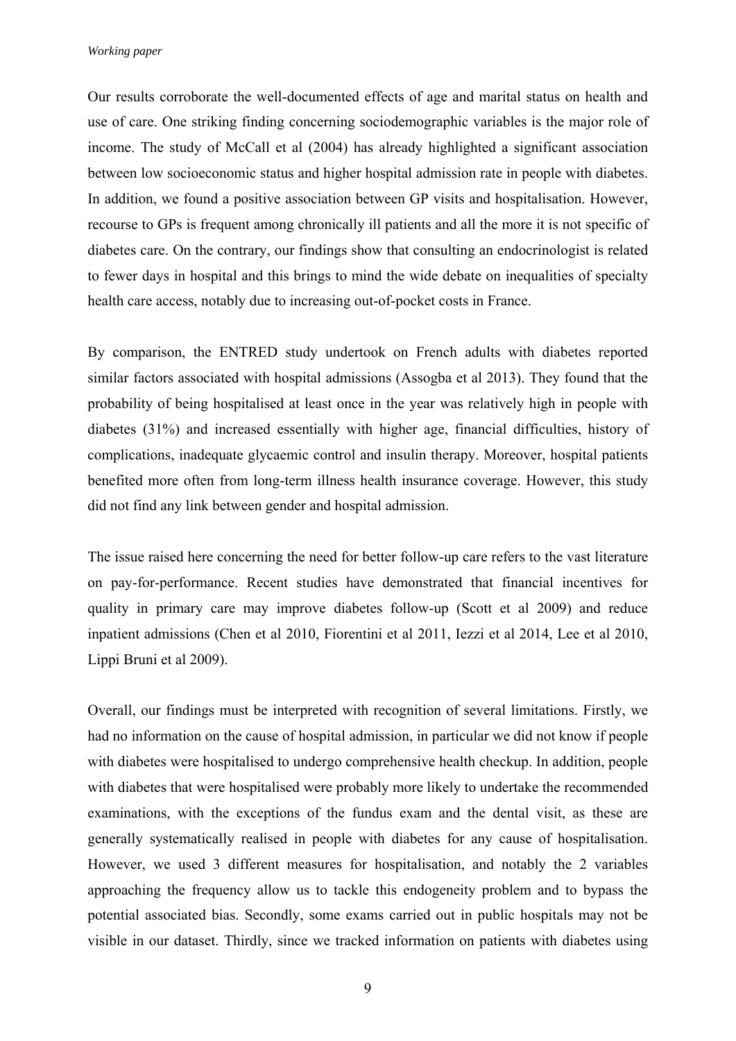Our results corroborate the well-documented effects of age and marital status on health and use of care. One striking finding concerning sociodemographic variables is the major role of income. The study of McCall et al (2004) has already highlighted a significant association between low socioeconomic status and higher hospital admission rate in people with diabetes. In addition, we found a positive association between GP visits and hospitalisation. However, recourse to GPs is frequent among chronically ill patients and all the more it is not specific of diabetes care. On the contrary, our findings show that consulting an endocrinologist is related to fewer days in hospital and this brings to mind the wide debate on inequalities of specialty health care access, notably due to increasing out-of-pocket costs in France.

By comparison, the ENTRED study undertook on French adults with diabetes reported similar factors associated with hospital admissions (Assogba et al 2013). They found that the probability of being hospitalised at least once in the year was relatively high in people with diabetes (31%) and increased essentially with higher age, financial difficulties, history of complications, inadequate glycaemic control and insulin therapy. Moreover, hospital patients benefited more often from long-term illness health insurance coverage. However, this study did not find any link between gender and hospital admission.

The issue raised here concerning the need for better follow-up care refers to the vast literature on pay-for-performance. Recent studies have demonstrated that financial incentives for quality in primary care may improve diabetes follow-up (Scott et al 2009) and reduce inpatient admissions (Chen et al 2010, Fiorentini et al 2011, Iezzi et al 2014, Lee et al 2010, Lippi Bruni et al 2009).

Overall, our findings must be interpreted with recognition of several limitations. Firstly, we had no information on the cause of hospital admission, in particular we did not know if people with diabetes were hospitalised to undergo comprehensive health checkup. In addition, people with diabetes that were hospitalised were probably more likely to undertake the recommended examinations, with the exceptions of the fundus exam and the dental visit, as these are generally systematically realised in people with diabetes for any cause of hospitalisation. However, we used 3 different measures for hospitalisation, and notably the 2 variables approaching the frequency allow us to tackle this endogeneity problem and to bypass the potential associated bias. Secondly, some exams carried out in public hospitals may not be visible in our dataset. Thirdly, since we tracked information on patients with diabetes using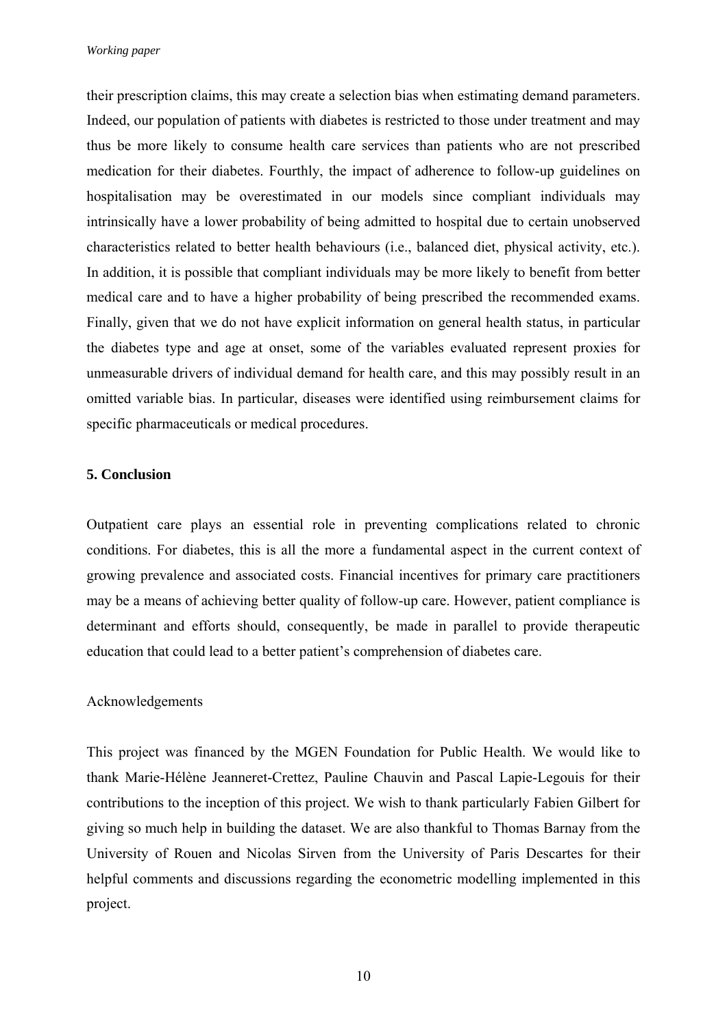their prescription claims, this may create a selection bias when estimating demand parameters. Indeed, our population of patients with diabetes is restricted to those under treatment and may thus be more likely to consume health care services than patients who are not prescribed medication for their diabetes. Fourthly, the impact of adherence to follow-up guidelines on hospitalisation may be overestimated in our models since compliant individuals may intrinsically have a lower probability of being admitted to hospital due to certain unobserved characteristics related to better health behaviours (i.e., balanced diet, physical activity, etc.). In addition, it is possible that compliant individuals may be more likely to benefit from better medical care and to have a higher probability of being prescribed the recommended exams. Finally, given that we do not have explicit information on general health status, in particular the diabetes type and age at onset, some of the variables evaluated represent proxies for unmeasurable drivers of individual demand for health care, and this may possibly result in an omitted variable bias. In particular, diseases were identified using reimbursement claims for specific pharmaceuticals or medical procedures.

## 5. Conclusion

Outpatient care plays an essential role in preventing complications related to chronic conditions. For diabetes, this is all the more a fundamental aspect in the current context of growing prevalence and associated costs. Financial incentives for primary care practitioners may be a means of achieving better quality of follow-up care. However, patient compliance is determinant and efforts should, consequently, be made in parallel to provide therapeutic education that could lead to a better patient's comprehension of diabetes care.

Acknowledgements

This project was financed by the MGEN Foundation for Public Health. We would like to thank Marie-Hélène Jeanneret-Crettez, Pauline Chauvin and Pascal Lapie-Legouis for their contributions to the inception of this project. We wish to thank particularly Fabien Gilbert for giving so much help in building the dataset. We are also thankful to Thomas Barnay from the University of Rouen and Nicolas Sirven from the University of Paris Descartes for their helpful comments and discussions regarding the econometric modelling implemented in this project.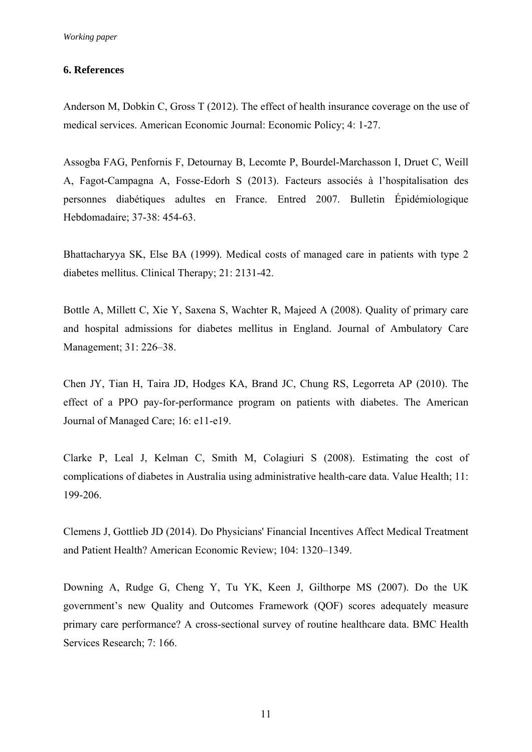## 6. References

Anderson M, Dobkin C, Gross T (2012). The effect of health insurance coverage on the use of medical services. American Economic Journal: Economic Policy; 4: 1-27.

Assogba FAG, Penfornis F, Detournay B, Lecomte P, Bourdel-Marchasson I, Druet C, Weill A, Fagot-Campagna A, Fosse-Edorh S (2013). Facteurs associés à l'hospitalisation des personnes diabétiques adultes en France. Entred 2007. Bulletin Épidémiologique Hebdomadaire; 37-38: 454-63.

Bhattacharyya SK, Else BA (1999). Medical costs of managed care in patients with type 2 diabetes mellitus. Clinical Therapy; 21: 2131-42.

Bottle A, Millett C, Xie Y, Saxena S, Wachter R, Majeed A (2008). Quality of primary care and hospital admissions for diabetes mellitus in England. Journal of Ambulatory Care Management; 31: 226–38.

Chen JY, Tian H, Taira JD, Hodges KA, Brand JC, Chung RS, Legorreta AP (2010). The effect of a PPO pay-for-performance program on patients with diabetes. The American Journal of Managed Care; 16: e11-e19.

Clarke P, Leal J, Kelman C, Smith M, Colagiuri S (2008). Estimating the cost of complications of diabetes in Australia using administrative health-care data. Value Health; 11: 199-206.

Clemens J, Gottlieb JD (2014). Do Physicians' Financial Incentives Affect Medical Treatment and Patient Health? American Economic Review; 104: 1320–1349.

Downing A, Rudge G, Cheng Y, Tu YK, Keen J, Gilthorpe MS (2007). Do the UK government's new Quality and Outcomes Framework (QOF) scores adequately measure primary care performance? A cross-sectional survey of routine healthcare data. BMC Health Services Research; 7: 166.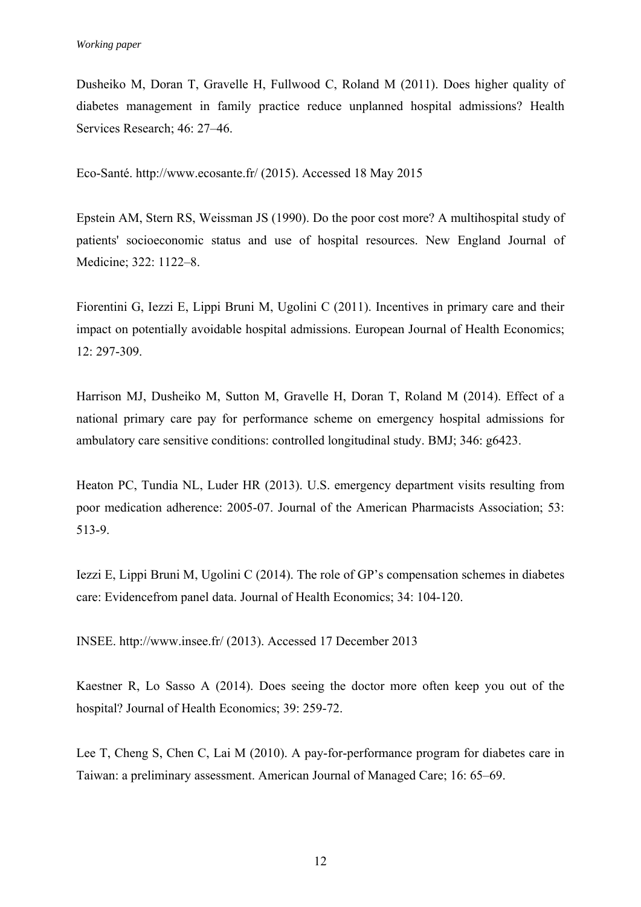Dusheiko M, Doran T, Gravelle H, Fullwood C, Roland M (2011). Does higher quality of diabetes management in family practice reduce unplanned hospital admissions? Health Services Research; 46: 27–46.

Eco-Santé. http://www.ecosante.fr/ (2015). Accessed 18 May 2015

Epstein AM, Stern RS, Weissman JS (1990). Do the poor cost more? A multihospital study of patients' socioeconomic status and use of hospital resources. New England Journal of Medicine; 322: 1122–8.

Fiorentini G, Iezzi E, Lippi Bruni M, Ugolini C (2011). Incentives in primary care and their impact on potentially avoidable hospital admissions. European Journal of Health Economics; 12: 297-309.

Harrison MJ, Dusheiko M, Sutton M, Gravelle H, Doran T, Roland M (2014). Effect of a national primary care pay for performance scheme on emergency hospital admissions for ambulatory care sensitive conditions: controlled longitudinal study. BMJ; 346: g6423.

Heaton PC, Tundia NL, Luder HR (2013). U.S. emergency department visits resulting from poor medication adherence: 2005-07. Journal of the American Pharmacists Association; 53: 513-9.

Iezzi E, Lippi Bruni M, Ugolini C (2014). The role of GP's compensation schemes in diabetes care: Evidencefrom panel data. Journal of Health Economics; 34: 104-120.

INSEE. http://www.insee.fr/ (2013). Accessed 17 December 2013

Kaestner R, Lo Sasso A (2014). Does seeing the doctor more often keep you out of the hospital? Journal of Health Economics; 39: 259-72.

Lee T, Cheng S, Chen C, Lai M (2010). A pay-for-performance program for diabetes care in Taiwan: a preliminary assessment. American Journal of Managed Care; 16: 65–69.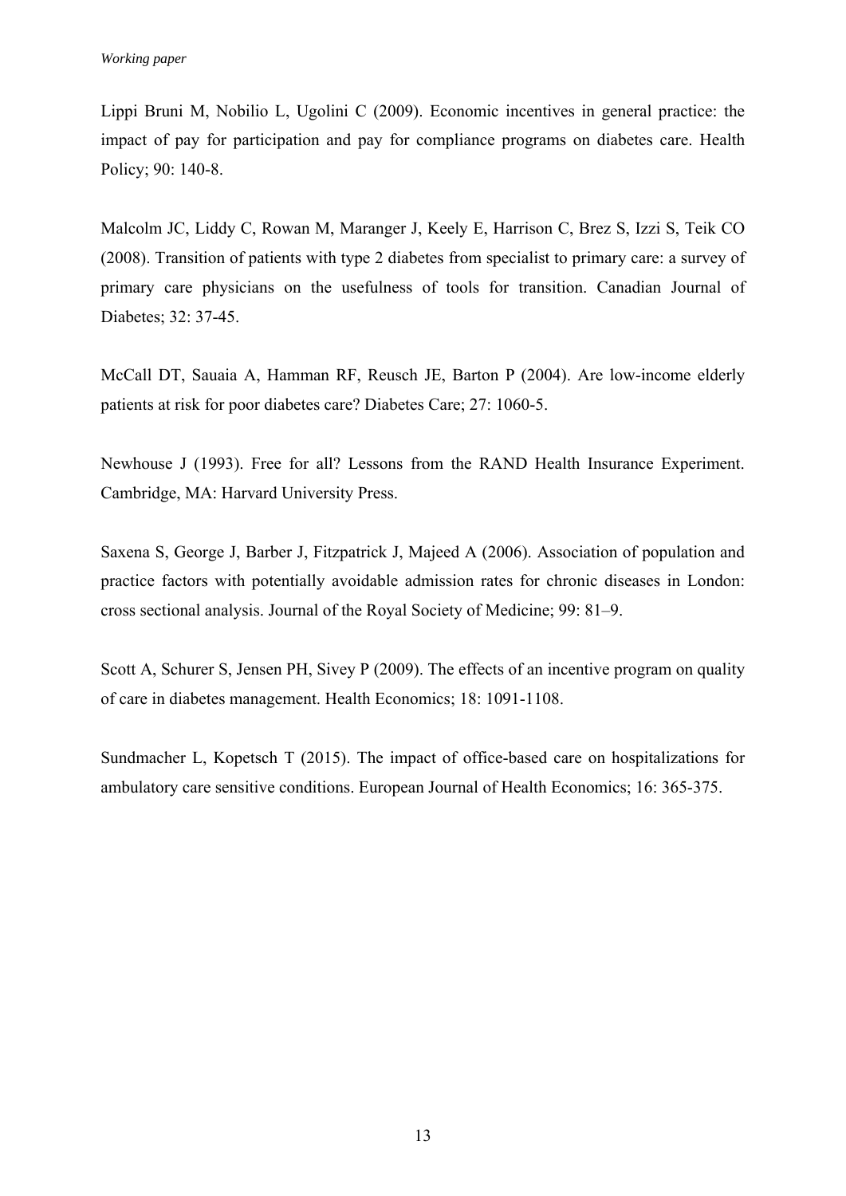Lippi Bruni M, Nobilio L, Ugolini C (2009). Economic incentives in general practice: the impact of pay for participation and pay for compliance programs on diabetes care. Health Policy; 90: 140-8.

Malcolm JC, Liddy C, Rowan M, Maranger J, Keely E, Harrison C, Brez S, Izzi S, Teik CO (2008). Transition of patients with type 2 diabetes from specialist to primary care: a survey of primary care physicians on the usefulness of tools for transition. Canadian Journal of Diabetes; 32: 37-45.

McCall DT, Sauaia A, Hamman RF, Reusch JE, Barton P (2004). Are low-income elderly patients at risk for poor diabetes care? Diabetes Care; 27: 1060-5.

Newhouse J (1993). Free for all? Lessons from the RAND Health Insurance Experiment. Cambridge, MA: Harvard University Press.

Saxena S, George J, Barber J, Fitzpatrick J, Majeed A (2006). Association of population and practice factors with potentially avoidable admission rates for chronic diseases in London: cross sectional analysis. Journal of the Royal Society of Medicine; 99: 81–9.

Scott A, Schurer S, Jensen PH, Sivey P (2009). The effects of an incentive program on quality of care in diabetes management. Health Economics; 18: 1091-1108.

Sundmacher L, Kopetsch T (2015). The impact of office-based care on hospitalizations for ambulatory care sensitive conditions. European Journal of Health Economics; 16: 365-375.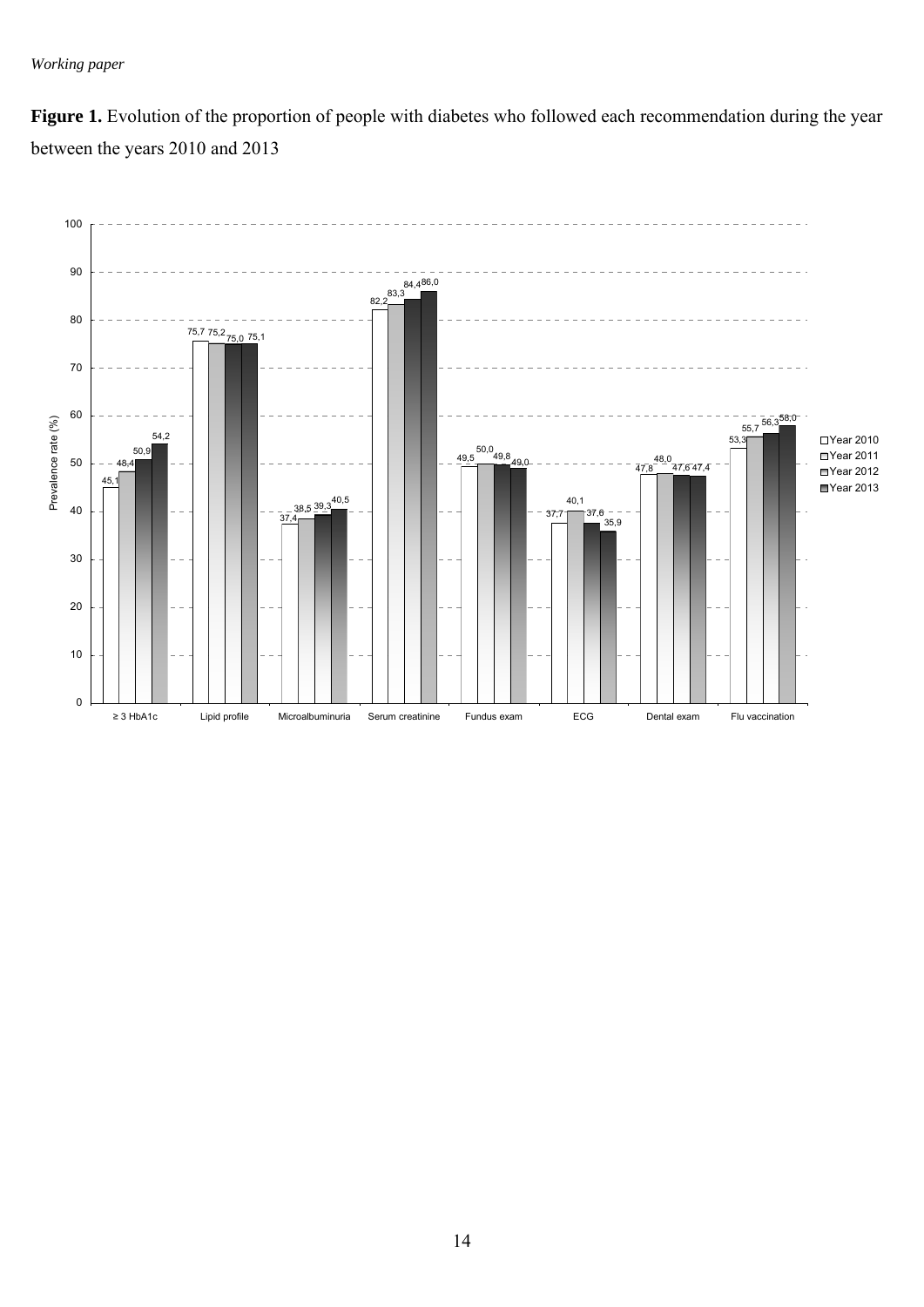**Figure 1.** Evolution of the proportion of people with diabetes who followed each recommendation during the year between the years 2010 and 2013

| Prevalence rate (%) | Year 2010 | Year 2011 | Year 2012 | Year 2013 |
|---|---|---|---|---|
| ≥ 3 HbA1c | 45,1 | 48,4 | 50,9 | 54,2 |
| Lipid profile | 75,7 | 75,2 | 75,0 | 75,1 |
| Microalbuminuria | 37,4 | 38,5 | 39,3 | 40,5 |
| Serum creatinine | 82,2 | 83,3 | 84,4 | 86,0 |
| Fundus exam | 49,5 | 50,0 | 49,8 | 49,0 |
| ECG | 37,7 | 40,1 | 37,6 | 35,9 |
| Dental exam | 47,8 | 48,0 | 47,6 | 47,4 |
| Flu vaccination | 53,3 | 55,7 | 56,3 | 58,0 |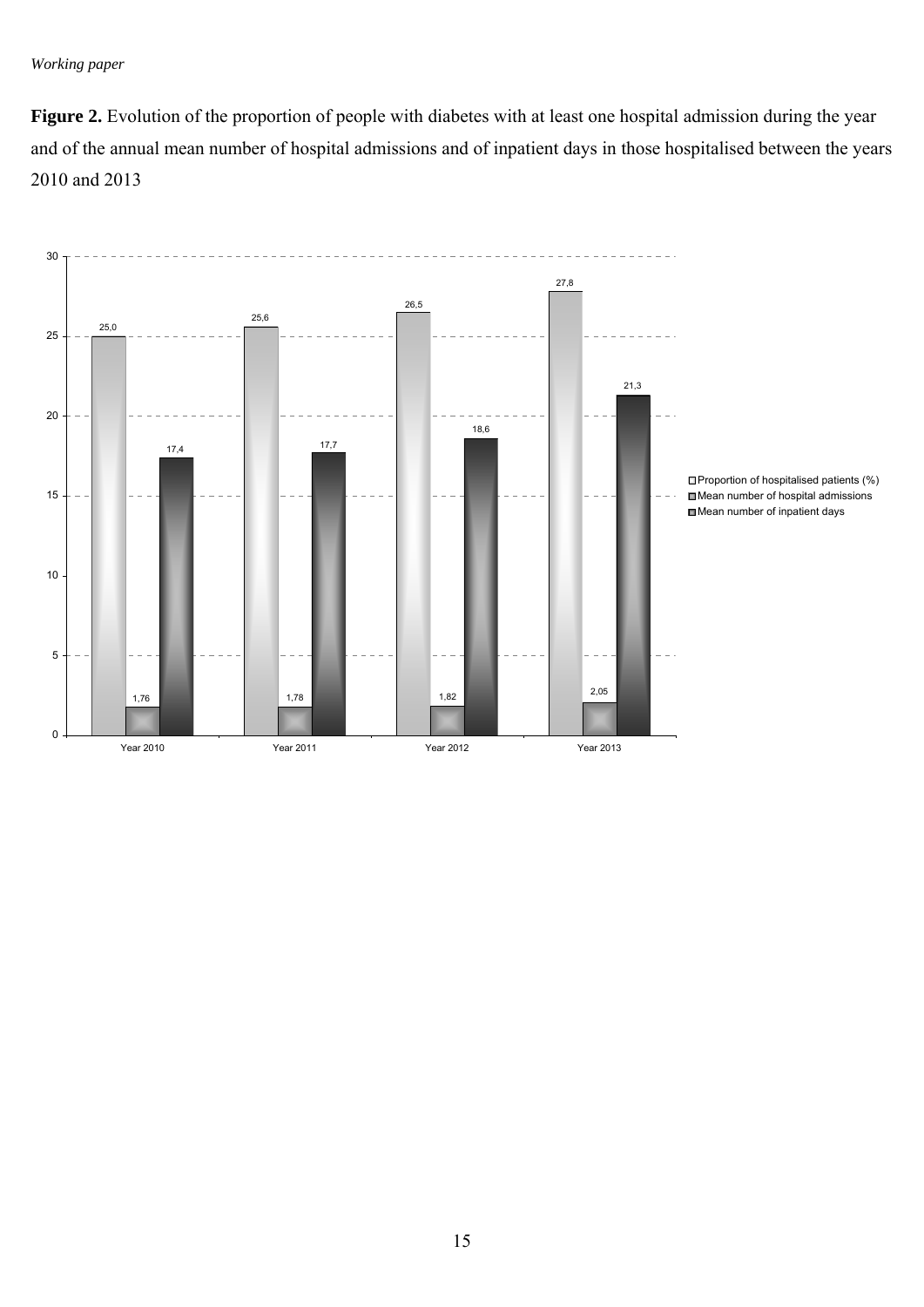**Figure 2.** Evolution of the proportion of people with diabetes with at least one hospital admission during the year and of the annual mean number of hospital admissions and of inpatient days in those hospitalised between the years 2010 and 2013

| | Year 2010 | Year 2011 | Year 2012 | Year 2013 |
|---|---|---|---|---|
| Proportion of hospitalised patients (%) | 25,0 | 25,6 | 26,5 | 27,8 |
| Mean number of hospital admissions | 1,76 | 1,78 | 1,82 | 2,05 |
| Mean number of inpatient days | 17,4 | 17,7 | 18,6 | 21,3 |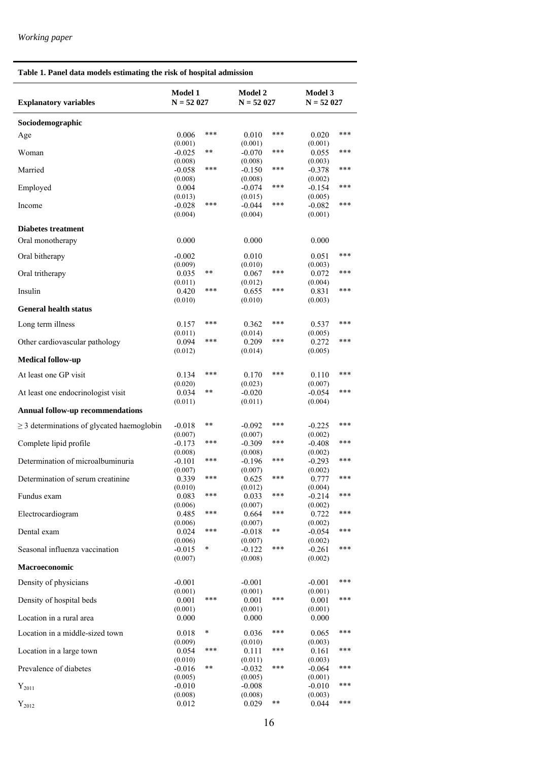*Working paper*

**Table 1. Panel data models estimating the risk of hospital admission**

| Explanatory variables | Model 1 N = 52 027 | | Model 2 N = 52 027 | | Model 3 N = 52 027 | |
|---|---|---|---|---|---|---|
| **Sociodemographic** | | | | | | |
| Age | 0.006 (0.001) | *** | 0.010 (0.001) | *** | 0.020 (0.001) | *** |
| Woman | -0.025 (0.008) | ** | -0.070 (0.008) | *** | 0.055 (0.003) | *** |
| Married | -0.058 (0.008) | *** | -0.150 (0.008) | *** | -0.378 (0.002) | *** |
| Employed | 0.004 (0.013) | | -0.074 (0.015) | *** | -0.154 (0.005) | *** |
| Income | -0.028 (0.004) | *** | -0.044 (0.004) | *** | -0.082 (0.001) | *** |
| **Diabetes treatment** | | | | | | |
| Oral monotherapy | 0.000 | | 0.000 | | 0.000 | |
| Oral bitherapy | -0.002 (0.009) | | 0.010 (0.010) | | 0.051 (0.003) | *** |
| Oral tritherapy | 0.035 (0.011) | ** | 0.067 (0.012) | *** | 0.072 (0.004) | *** |
| Insulin | 0.420 (0.010) | *** | 0.655 (0.010) | *** | 0.831 (0.003) | *** |
| **General health status** | | | | | | |
| Long term illness | 0.157 (0.011) | *** | 0.362 (0.014) | *** | 0.537 (0.005) | *** |
| Other cardiovascular pathology | 0.094 (0.012) | *** | 0.209 (0.014) | *** | 0.272 (0.005) | *** |
| **Medical follow-up** | | | | | | |
| At least one GP visit | 0.134 (0.020) | *** | 0.170 (0.023) | *** | 0.110 (0.007) | *** |
| At least one endocrinologist visit | 0.034 (0.011) | ** | -0.020 (0.011) | | -0.054 (0.004) | *** |
| **Annual follow-up recommendations** | | | | | | |
| ≥ 3 determinations of glycated haemoglobin | -0.018 (0.007) | ** | -0.092 (0.007) | *** | -0.225 (0.002) | *** |
| Complete lipid profile | -0.173 (0.008) | *** | -0.309 (0.008) | *** | -0.408 (0.002) | *** |
| Determination of microalbuminuria | -0.101 (0.007) | *** | -0.196 (0.007) | *** | -0.293 (0.002) | *** |
| Determination of serum creatinine | 0.339 (0.010) | *** | 0.625 (0.012) | *** | 0.777 (0.004) | *** |
| Fundus exam | 0.083 (0.006) | *** | 0.033 (0.007) | *** | -0.214 (0.002) | *** |
| Electrocardiogram | 0.485 (0.006) | *** | 0.664 (0.007) | *** | 0.722 (0.002) | *** |
| Dental exam | 0.024 (0.006) | *** | -0.018 (0.007) | ** | -0.054 (0.002) | *** |
| Seasonal influenza vaccination | -0.015 (0.007) | * | -0.122 (0.008) | *** | -0.261 (0.002) | *** |
| **Macroeconomic** | | | | | | |
| Density of physicians | -0.001 (0.001) | | -0.001 (0.001) | | -0.001 (0.001) | *** |
| Density of hospital beds | 0.001 (0.001) | *** | 0.001 (0.001) | *** | 0.001 (0.001) | *** |
| Location in a rural area | 0.000 | | 0.000 | | 0.000 | |
| Location in a middle-sized town | 0.018 (0.009) | * | 0.036 (0.010) | *** | 0.065 (0.003) | *** |
| Location in a large town | 0.054 (0.010) | *** | 0.111 (0.011) | *** | 0.161 (0.003) | *** |
| Prevalence of diabetes | -0.016 (0.005) | ** | -0.032 (0.005) | *** | -0.064 (0.001) | *** |
| $Y_{2011}$ | -0.010 (0.008) | | -0.008 (0.008) | | -0.010 (0.003) | *** |
| $Y_{2012}$ | 0.012 | | 0.029 | ** | 0.044 | *** |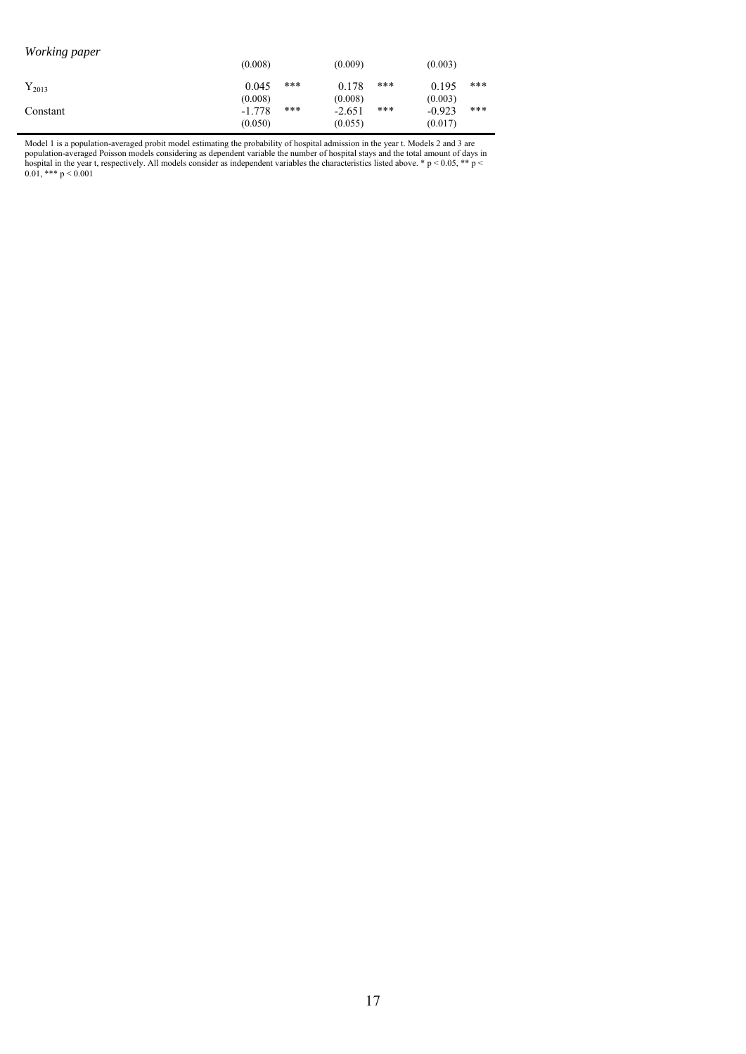| | | | | | | |
|---|---|---|---|---|---|---|
| | (0.008) | | (0.009) | | (0.003) | |
| $Y_{2013}$ | 0.045 | *** | 0.178 | *** | 0.195 | *** |
| | (0.008) | | (0.008) | | (0.003) | |
| Constant | -1.778 | *** | -2.651 | *** | -0.923 | *** |
| | (0.050) | | (0.055) | | (0.017) | |

Model 1 is a population-averaged probit model estimating the probability of hospital admission in the year t. Models 2 and 3 are population-averaged Poisson models considering as dependent variable the number of hospital stays and the total amount of days in hospital in the year t, respectively. All models consider as independent variables the characteristics listed above. * $p < 0.05$, ** $p < 0.01$, *** $p < 0.001$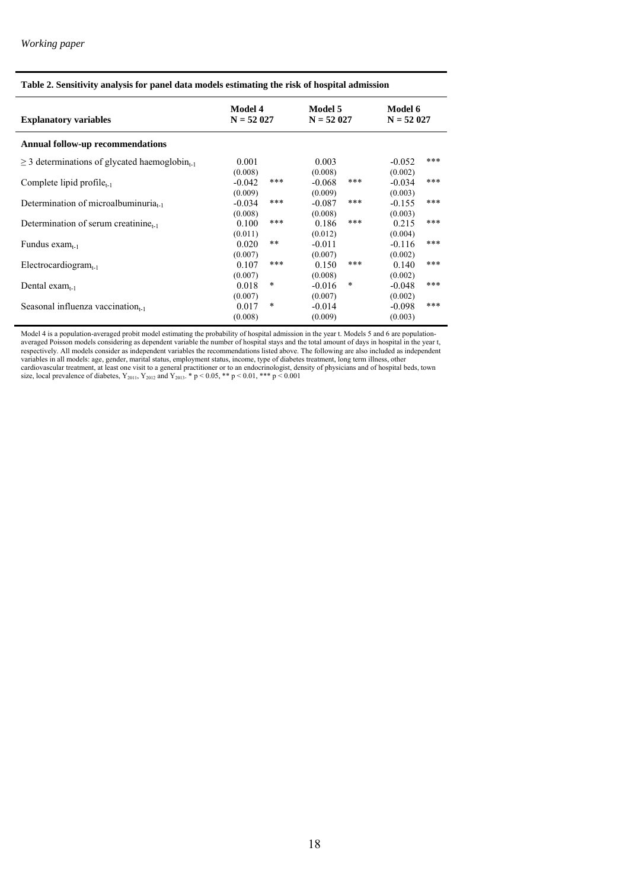**Table 2. Sensitivity analysis for panel data models estimating the risk of hospital admission**

| Explanatory variables | Model 4 N = 52 027 | | Model 5 N = 52 027 | | Model 6 N = 52 027 | |
|---|---|---|---|---|---|---|
| **Annual follow-up recommendations** | | | | | | |
| $\geq 3$ determinations of glycated haemoglobin$_{t-1}$ | 0.001 | | 0.003 | | -0.052 | *** |
| | (0.008) | | (0.008) | | (0.002) | |
| Complete lipid profile$_{t-1}$ | -0.042 | *** | -0.068 | *** | -0.034 | *** |
| | (0.009) | | (0.009) | | (0.003) | |
| Determination of microalbuminuria$_{t-1}$ | -0.034 | *** | -0.087 | *** | -0.155 | *** |
| | (0.008) | | (0.008) | | (0.003) | |
| Determination of serum creatinine$_{t-1}$ | 0.100 | *** | 0.186 | *** | 0.215 | *** |
| | (0.011) | | (0.012) | | (0.004) | |
| Fundus exam$_{t-1}$ | 0.020 | ** | -0.011 | | -0.116 | *** |
| | (0.007) | | (0.007) | | (0.002) | |
| Electrocardiogram$_{t-1}$ | 0.107 | *** | 0.150 | *** | 0.140 | *** |
| | (0.007) | | (0.008) | | (0.002) | |
| Dental exam$_{t-1}$ | 0.018 | * | -0.016 | * | -0.048 | *** |
| | (0.007) | | (0.007) | | (0.002) | |
| Seasonal influenza vaccination$_{t-1}$ | 0.017 | * | -0.014 | | -0.098 | *** |
| | (0.008) | | (0.009) | | (0.003) | |

Model 4 is a population-averaged probit model estimating the probability of hospital admission in the year t. Models 5 and 6 are population-averaged Poisson models considering as dependent variable the number of hospital stays and the total amount of days in hospital in the year t, respectively. All models consider as independent variables the recommendations listed above. The following are also included as independent variables in all models: age, gender, marital status, employment status, income, type of diabetes treatment, long term illness, other cardiovascular treatment, at least one visit to a general practitioner or to an endocrinologist, density of physicians and of hospital beds, town size, local prevalence of diabetes, $Y_{2011}$, $Y_{2012}$ and $Y_{2013}$. * $p < 0.05$, ** $p < 0.01$, *** $p < 0.001$